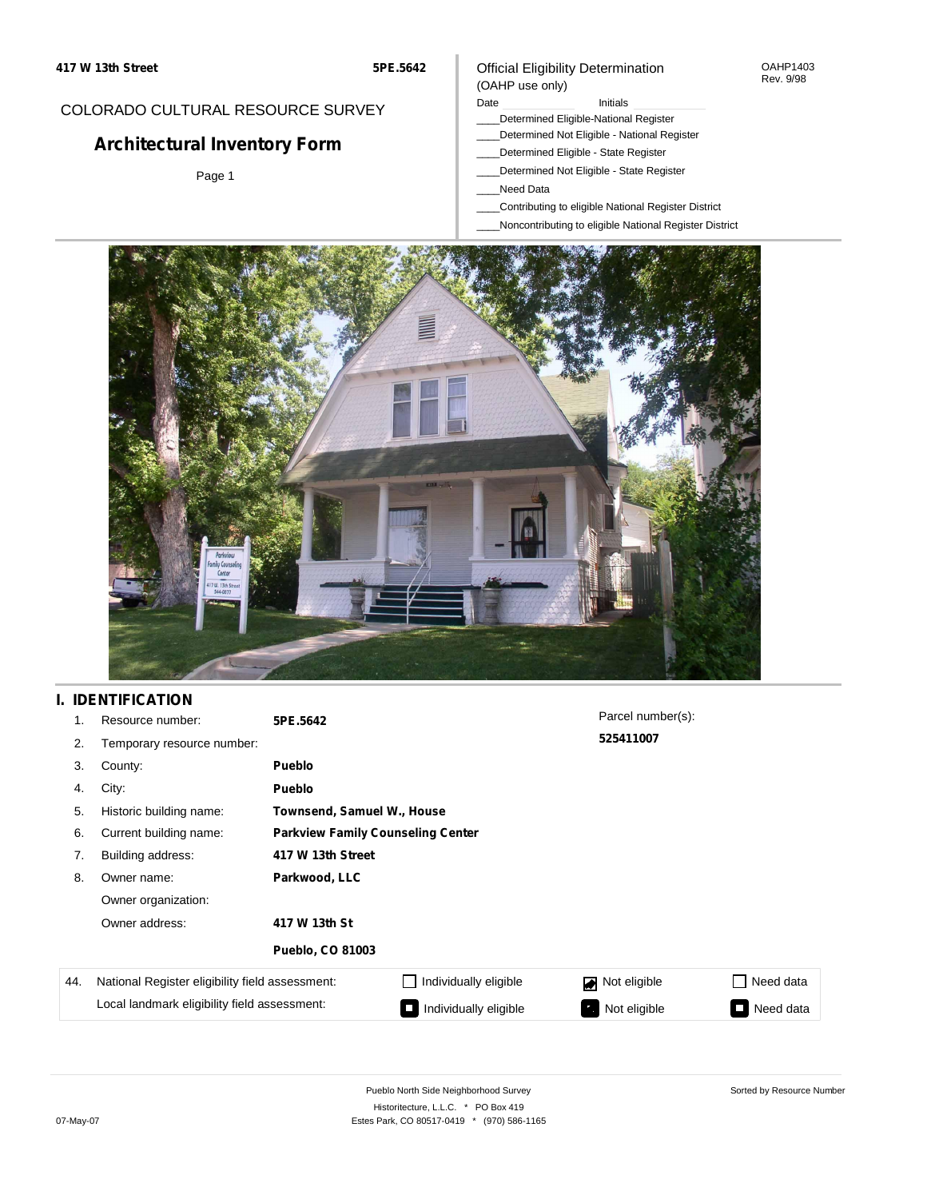**417 W 13th Street** **5PE.5642**

COLORADO CULTURAL RESOURCE SURVEY

# Architectural Inventory Form

Page 1

Official Eligibility Determination
(OAHP use only)

OAHP1403
Rev. 9/98

Date ____________ Initials ____________

____Determined Eligible-National Register
____Determined Not Eligible - National Register
____Determined Eligible - State Register
____Determined Not Eligible - State Register
____Need Data
____Contributing to eligible National Register District
____Noncontributing to eligible National Register District

## I. IDENTIFICATION

1. Resource number: **5PE.5642**
2. Temporary resource number:
3. County: **Pueblo**
4. City: **Pueblo**
5. Historic building name: **Townsend, Samuel W., House**
6. Current building name: **Parkview Family Counseling Center**
7. Building address: **417 W 13th Street**
8. Owner name: **Parkwood, LLC**
   Owner organization:
   Owner address: **417 W 13th St**
   **Pueblo, CO 81003**

Parcel number(s): **525411007**

| 44. | | | | |
|---|---|---|---|---|
| National Register eligibility field assessment: | ☐ Individually eligible | ☑ Not eligible | ☐ Need data |
| Local landmark eligibility field assessment: | ☐ Individually eligible | ☐ Not eligible | ☐ Need data |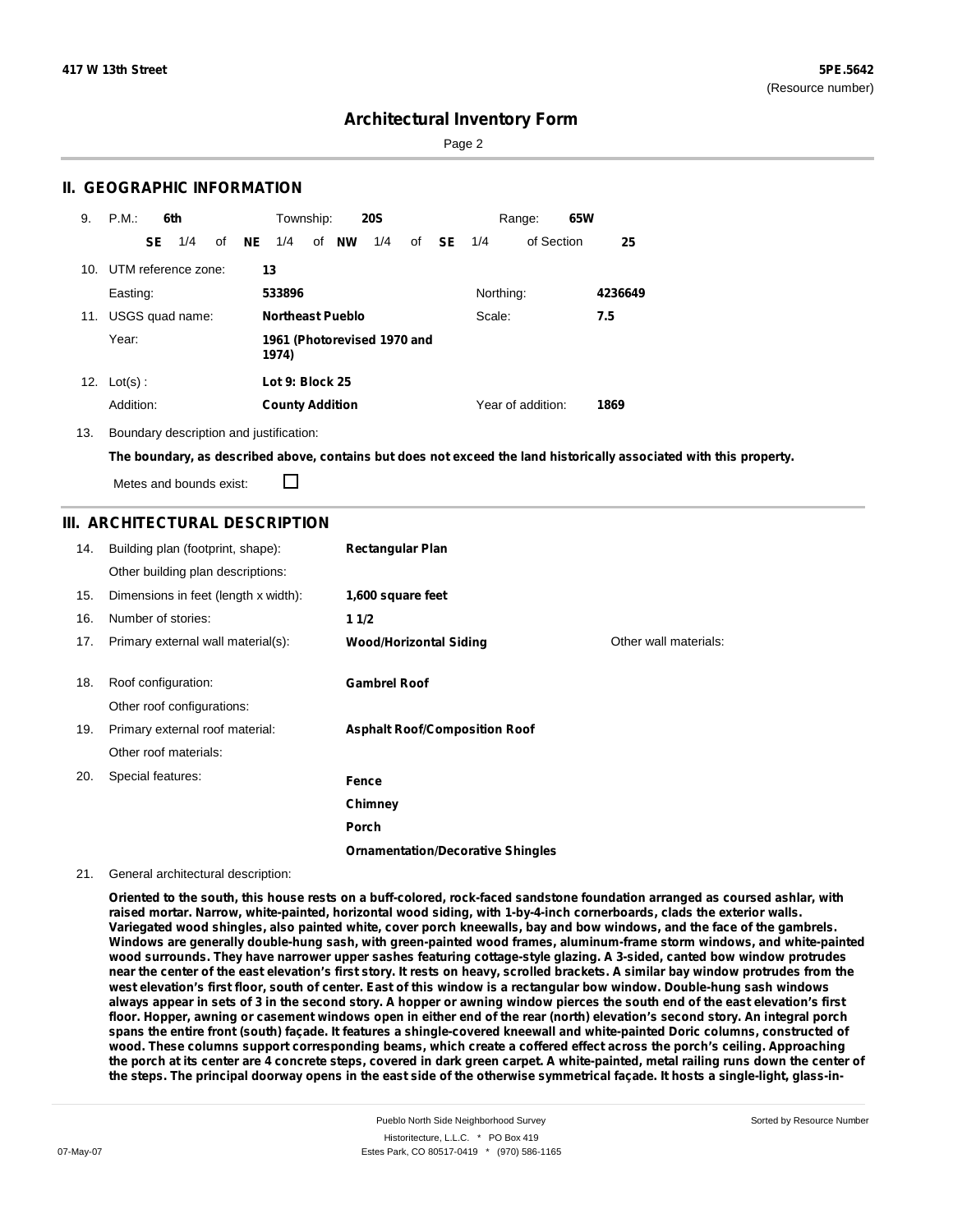# Architectural Inventory Form

## II. GEOGRAPHIC INFORMATION

9. P.M.: **6th** Township: **20S** Range: **65W**

**SE** 1/4 of **NE** 1/4 of **NW** 1/4 of **SE** 1/4 of Section **25**

10. UTM reference zone: **13**

Easting: **533896** Northing: **4236649**

11. USGS quad name: **Northeast Pueblo** Scale: **7.5**

Year: **1961 (Photorevised 1970 and 1974)**

12. Lot(s) : **Lot 9: Block 25**

Addition: **County Addition** Year of addition: **1869**

13. Boundary description and justification:

**The boundary, as described above, contains but does not exceed the land historically associated with this property.**

Metes and bounds exist: ☐

## III. ARCHITECTURAL DESCRIPTION

14. Building plan (footprint, shape): **Rectangular Plan**

Other building plan descriptions:

15. Dimensions in feet (length x width): **1,600 square feet**

16. Number of stories: **1 1/2**

17. Primary external wall material(s): **Wood/Horizontal Siding** Other wall materials:

18. Roof configuration: **Gambrel Roof**

Other roof configurations:

19. Primary external roof material: **Asphalt Roof/Composition Roof**

Other roof materials:

20. Special features: **Fence**

**Chimney**

**Porch**

**Ornamentation/Decorative Shingles**

21. General architectural description:

**Oriented to the south, this house rests on a buff-colored, rock-faced sandstone foundation arranged as coursed ashlar, with raised mortar. Narrow, white-painted, horizontal wood siding, with 1-by-4-inch cornerboards, clads the exterior walls. Variegated wood shingles, also painted white, cover porch kneewalls, bay and bow windows, and the face of the gambrels. Windows are generally double-hung sash, with green-painted wood frames, aluminum-frame storm windows, and white-painted wood surrounds. They have narrower upper sashes featuring cottage-style glazing. A 3-sided, canted bow window protrudes near the center of the east elevation's first story. It rests on heavy, scrolled brackets. A similar bay window protrudes from the west elevation's first floor, south of center. East of this window is a rectangular bow window. Double-hung sash windows always appear in sets of 3 in the second story. A hopper or awning window pierces the south end of the east elevation's first floor. Hopper, awning or casement windows open in either end of the rear (north) elevation's second story. An integral porch spans the entire front (south) façade. It features a shingle-covered kneewall and white-painted Doric columns, constructed of wood. These columns support corresponding beams, which create a coffered effect across the porch's ceiling. Approaching the porch at its center are 4 concrete steps, covered in dark green carpet. A white-painted, metal railing runs down the center of the steps. The principal doorway opens in the east side of the otherwise symmetrical façade. It hosts a single-light, glass-in-**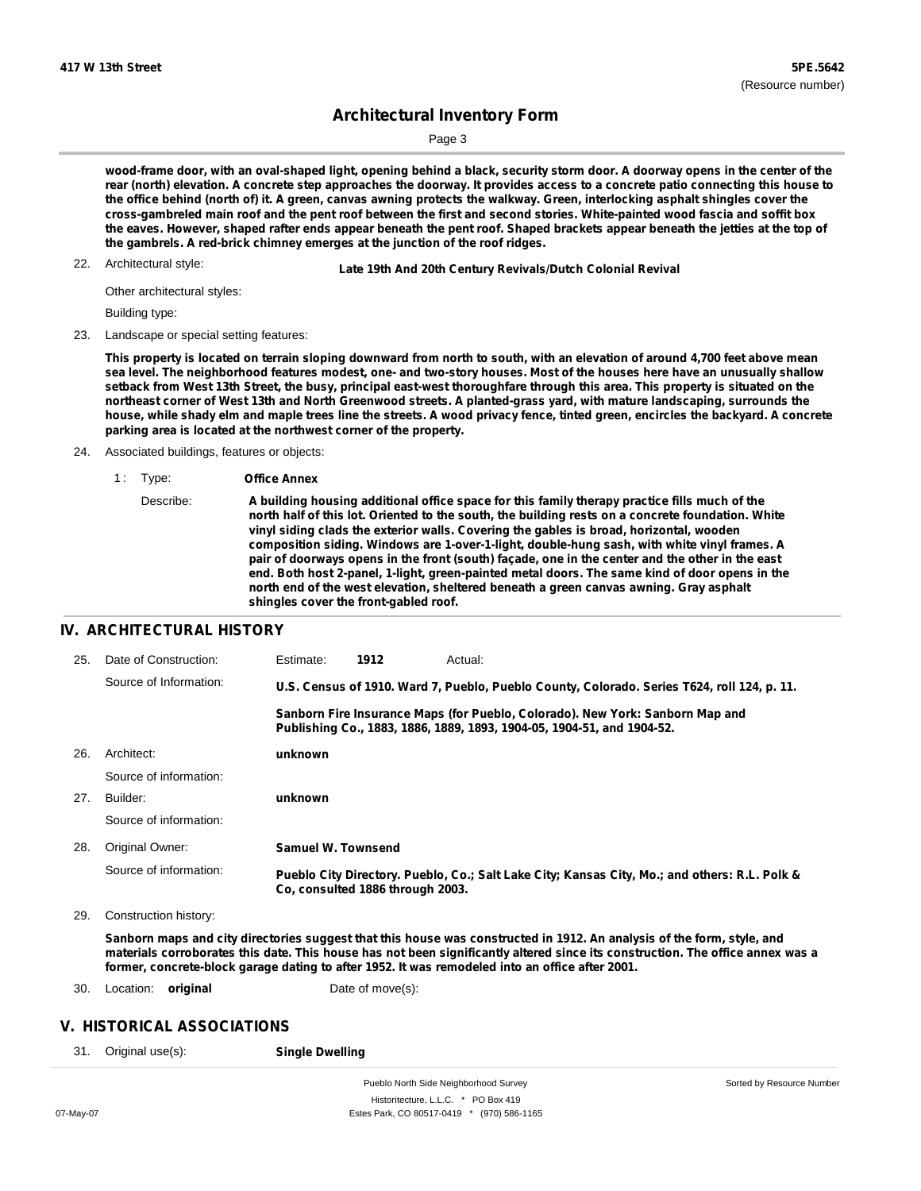**wood-frame door, with an oval-shaped light, opening behind a black, security storm door. A doorway opens in the center of the rear (north) elevation. A concrete step approaches the doorway. It provides access to a concrete patio connecting this house to the office behind (north of) it. A green, canvas awning protects the walkway. Green, interlocking asphalt shingles cover the cross-gambreled main roof and the pent roof between the first and second stories. White-painted wood fascia and soffit box the eaves. However, shaped rafter ends appear beneath the pent roof. Shaped brackets appear beneath the jetties at the top of the gambrels. A red-brick chimney emerges at the junction of the roof ridges.**

22. Architectural style: **Late 19th And 20th Century Revivals/Dutch Colonial Revival**

    Other architectural styles:

    Building type:

23. Landscape or special setting features:

    **This property is located on terrain sloping downward from north to south, with an elevation of around 4,700 feet above mean sea level. The neighborhood features modest, one- and two-story houses. Most of the houses here have an unusually shallow setback from West 13th Street, the busy, principal east-west thoroughfare through this area. This property is situated on the northeast corner of West 13th and North Greenwood streets. A planted-grass yard, with mature landscaping, surrounds the house, while shady elm and maple trees line the streets. A wood privacy fence, tinted green, encircles the backyard. A concrete parking area is located at the northwest corner of the property.**

24. Associated buildings, features or objects:

    1 : Type: **Office Annex**

    Describe: **A building housing additional office space for this family therapy practice fills much of the north half of this lot. Oriented to the south, the building rests on a concrete foundation. White vinyl siding clads the exterior walls. Covering the gables is broad, horizontal, wooden composition siding. Windows are 1-over-1-light, double-hung sash, with white vinyl frames. A pair of doorways opens in the front (south) façade, one in the center and the other in the east end. Both host 2-panel, 1-light, green-painted metal doors. The same kind of door opens in the north end of the west elevation, sheltered beneath a green canvas awning. Gray asphalt shingles cover the front-gabled roof.**

## IV. ARCHITECTURAL HISTORY

25. Date of Construction: Estimate: **1912** Actual:

    Source of Information: **U.S. Census of 1910. Ward 7, Pueblo, Pueblo County, Colorado. Series T624, roll 124, p. 11.**

    **Sanborn Fire Insurance Maps (for Pueblo, Colorado). New York: Sanborn Map and Publishing Co., 1883, 1886, 1889, 1893, 1904-05, 1904-51, and 1904-52.**

26. Architect: **unknown**

    Source of information:

27. Builder: **unknown**

    Source of information:

28. Original Owner: **Samuel W. Townsend**

    Source of information: **Pueblo City Directory. Pueblo, Co.; Salt Lake City; Kansas City, Mo.; and others: R.L. Polk & Co, consulted 1886 through 2003.**

29. Construction history:

    **Sanborn maps and city directories suggest that this house was constructed in 1912. An analysis of the form, style, and materials corroborates this date. This house has not been significantly altered since its construction. The office annex was a former, concrete-block garage dating to after 1952. It was remodeled into an office after 2001.**

30. Location: **original** Date of move(s):

## V. HISTORICAL ASSOCIATIONS

31. Original use(s): **Single Dwelling**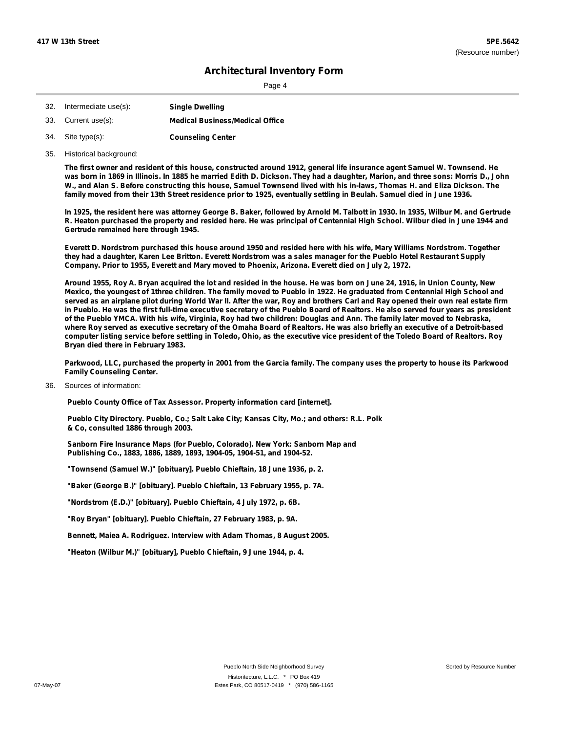# Architectural Inventory Form

32. Intermediate use(s): **Single Dwelling**

33. Current use(s): **Medical Business/Medical Office**

34. Site type(s): **Counseling Center**

35. Historical background:

**The first owner and resident of this house, constructed around 1912, general life insurance agent Samuel W. Townsend. He was born in 1869 in Illinois. In 1885 he married Edith D. Dickson. They had a daughter, Marion, and three sons: Morris D., John W., and Alan S. Before constructing this house, Samuel Townsend lived with his in-laws, Thomas H. and Eliza Dickson. The family moved from their 13th Street residence prior to 1925, eventually settling in Beulah. Samuel died in June 1936.**

**In 1925, the resident here was attorney George B. Baker, followed by Arnold M. Talbott in 1930. In 1935, Wilbur M. and Gertrude R. Heaton purchased the property and resided here. He was principal of Centennial High School. Wilbur died in June 1944 and Gertrude remained here through 1945.**

**Everett D. Nordstrom purchased this house around 1950 and resided here with his wife, Mary Williams Nordstrom. Together they had a daughter, Karen Lee Britton. Everett Nordstrom was a sales manager for the Pueblo Hotel Restaurant Supply Company. Prior to 1955, Everett and Mary moved to Phoenix, Arizona. Everett died on July 2, 1972.**

**Around 1955, Roy A. Bryan acquired the lot and resided in the house. He was born on June 24, 1916, in Union County, New Mexico, the youngest of 1three children. The family moved to Pueblo in 1922. He graduated from Centennial High School and served as an airplane pilot during World War II. After the war, Roy and brothers Carl and Ray opened their own real estate firm in Pueblo. He was the first full-time executive secretary of the Pueblo Board of Realtors. He also served four years as president of the Pueblo YMCA. With his wife, Virginia, Roy had two children: Douglas and Ann. The family later moved to Nebraska, where Roy served as executive secretary of the Omaha Board of Realtors. He was also briefly an executive of a Detroit-based computer listing service before settling in Toledo, Ohio, as the executive vice president of the Toledo Board of Realtors. Roy Bryan died there in February 1983.**

**Parkwood, LLC, purchased the property in 2001 from the Garcia family. The company uses the property to house its Parkwood Family Counseling Center.**

36. Sources of information:

**Pueblo County Office of Tax Assessor. Property information card [internet].**

**Pueblo City Directory. Pueblo, Co.; Salt Lake City; Kansas City, Mo.; and others: R.L. Polk & Co, consulted 1886 through 2003.**

**Sanborn Fire Insurance Maps (for Pueblo, Colorado). New York: Sanborn Map and Publishing Co., 1883, 1886, 1889, 1893, 1904-05, 1904-51, and 1904-52.**

**"Townsend (Samuel W.)" [obituary]. Pueblo Chieftain, 18 June 1936, p. 2.**

**"Baker (George B.)" [obituary]. Pueblo Chieftain, 13 February 1955, p. 7A.**

**"Nordstrom (E.D.)" [obituary]. Pueblo Chieftain, 4 July 1972, p. 6B.**

**"Roy Bryan" [obituary]. Pueblo Chieftain, 27 February 1983, p. 9A.**

**Bennett, Maiea A. Rodriguez. Interview with Adam Thomas, 8 August 2005.**

**"Heaton (Wilbur M.)" [obituary], Pueblo Chieftain, 9 June 1944, p. 4.**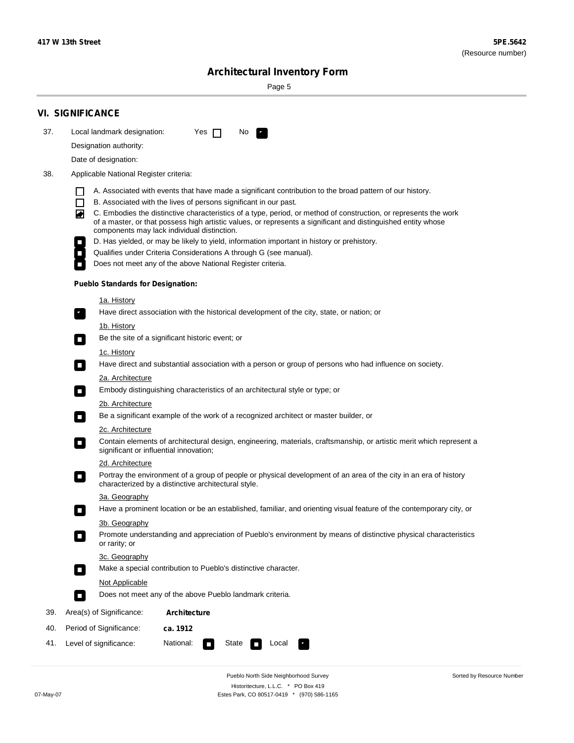## VI. SIGNIFICANCE

37. Local landmark designation: Yes ☐ No ☒

Designation authority:

Date of designation:

38. Applicable National Register criteria:

- ☐ A. Associated with events that have made a significant contribution to the broad pattern of our history.
- ☐ B. Associated with the lives of persons significant in our past.
- ☒ C. Embodies the distinctive characteristics of a type, period, or method of construction, or represents the work of a master, or that possess high artistic values, or represents a significant and distinguished entity whose components may lack individual distinction.
- ☐ D. Has yielded, or may be likely to yield, information important in history or prehistory.
- ☐ Qualifies under Criteria Considerations A through G (see manual).
- ☐ Does not meet any of the above National Register criteria.

**Pueblo Standards for Designation:**

1a. History
- ☒ Have direct association with the historical development of the city, state, or nation; or

1b. History
- ☐ Be the site of a significant historic event; or

1c. History
- ☐ Have direct and substantial association with a person or group of persons who had influence on society.

2a. Architecture
- ☐ Embody distinguishing characteristics of an architectural style or type; or

2b. Architecture
- ☐ Be a significant example of the work of a recognized architect or master builder, or

2c. Architecture
- ☐ Contain elements of architectural design, engineering, materials, craftsmanship, or artistic merit which represent a significant or influential innovation;

2d. Architecture
- ☐ Portray the environment of a group of people or physical development of an area of the city in an era of history characterized by a distinctive architectural style.

3a. Geography
- ☐ Have a prominent location or be an established, familiar, and orienting visual feature of the contemporary city, or

3b. Geography
- ☐ Promote understanding and appreciation of Pueblo's environment by means of distinctive physical characteristics or rarity; or

3c. Geography
- ☐ Make a special contribution to Pueblo's distinctive character.

Not Applicable
- ☐ Does not meet any of the above Pueblo landmark criteria.

39. Area(s) of Significance: **Architecture**

40. Period of Significance: **ca. 1912**

41. Level of significance: National: ☐ State ☐ Local ☒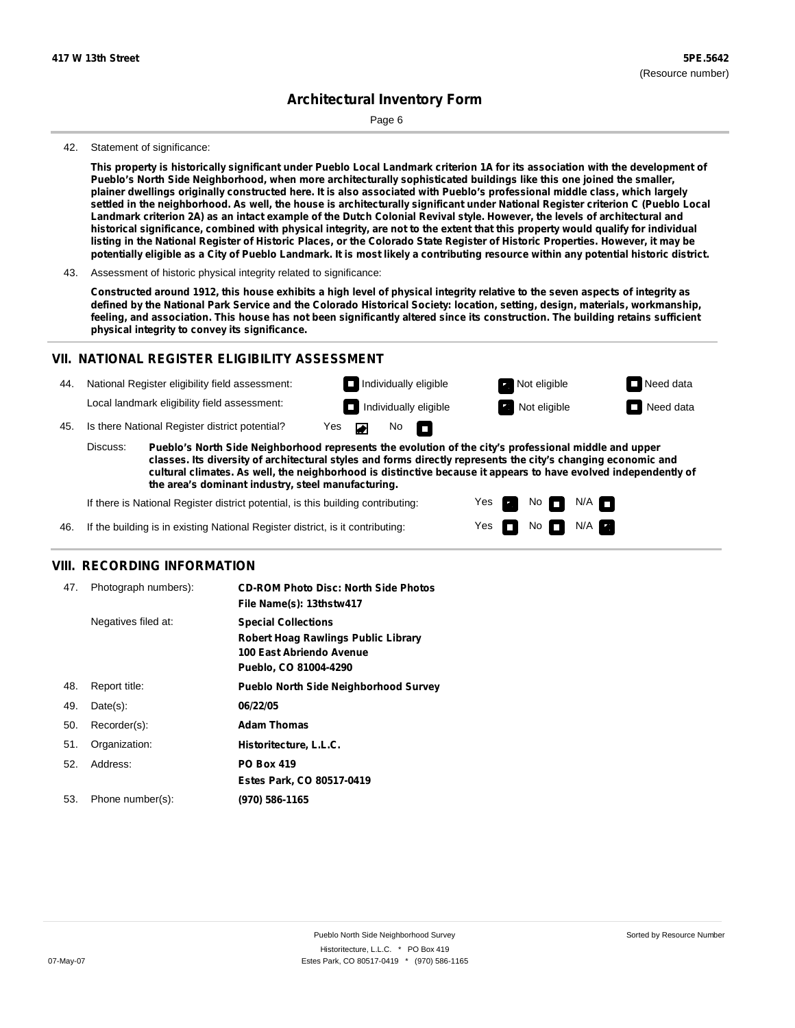42. Statement of significance:

**This property is historically significant under Pueblo Local Landmark criterion 1A for its association with the development of Pueblo's North Side Neighborhood, when more architecturally sophisticated buildings like this one joined the smaller, plainer dwellings originally constructed here. It is also associated with Pueblo's professional middle class, which largely settled in the neighborhood. As well, the house is architecturally significant under National Register criterion C (Pueblo Local Landmark criterion 2A) as an intact example of the Dutch Colonial Revival style. However, the levels of architectural and historical significance, combined with physical integrity, are not to the extent that this property would qualify for individual listing in the National Register of Historic Places, or the Colorado State Register of Historic Properties. However, it may be potentially eligible as a City of Pueblo Landmark. It is most likely a contributing resource within any potential historic district.**

43. Assessment of historic physical integrity related to significance:

**Constructed around 1912, this house exhibits a high level of physical integrity relative to the seven aspects of integrity as defined by the National Park Service and the Colorado Historical Society: location, setting, design, materials, workmanship, feeling, and association. This house has not been significantly altered since its construction. The building retains sufficient physical integrity to convey its significance.**

## VII. NATIONAL REGISTER ELIGIBILITY ASSESSMENT

44. National Register eligibility field assessment: ☐ Individually eligible ☑ Not eligible ☐ Need data

Local landmark eligibility field assessment: ☐ Individually eligible ☑ Not eligible ☐ Need data

45. Is there National Register district potential? Yes ☑ No ☐

Discuss: **Pueblo's North Side Neighborhood represents the evolution of the city's professional middle and upper classes. Its diversity of architectural styles and forms directly represents the city's changing economic and cultural climates. As well, the neighborhood is distinctive because it appears to have evolved independently of the area's dominant industry, steel manufacturing.**

If there is National Register district potential, is this building contributing: Yes ☑ No ☐ N/A ☐

46. If the building is in existing National Register district, is it contributing: Yes ☐ No ☐ N/A ☑

## VIII. RECORDING INFORMATION

47. Photograph numbers): **CD-ROM Photo Disc: North Side Photos**
**File Name(s): 13thstw417**

Negatives filed at: **Special Collections**
**Robert Hoag Rawlings Public Library**
**100 East Abriendo Avenue**
**Pueblo, CO 81004-4290**

48. Report title: **Pueblo North Side Neighborhood Survey**

49. Date(s): **06/22/05**

50. Recorder(s): **Adam Thomas**

51. Organization: **Historitecture, L.L.C.**

52. Address: **PO Box 419**
**Estes Park, CO 80517-0419**

53. Phone number(s): **(970) 586-1165**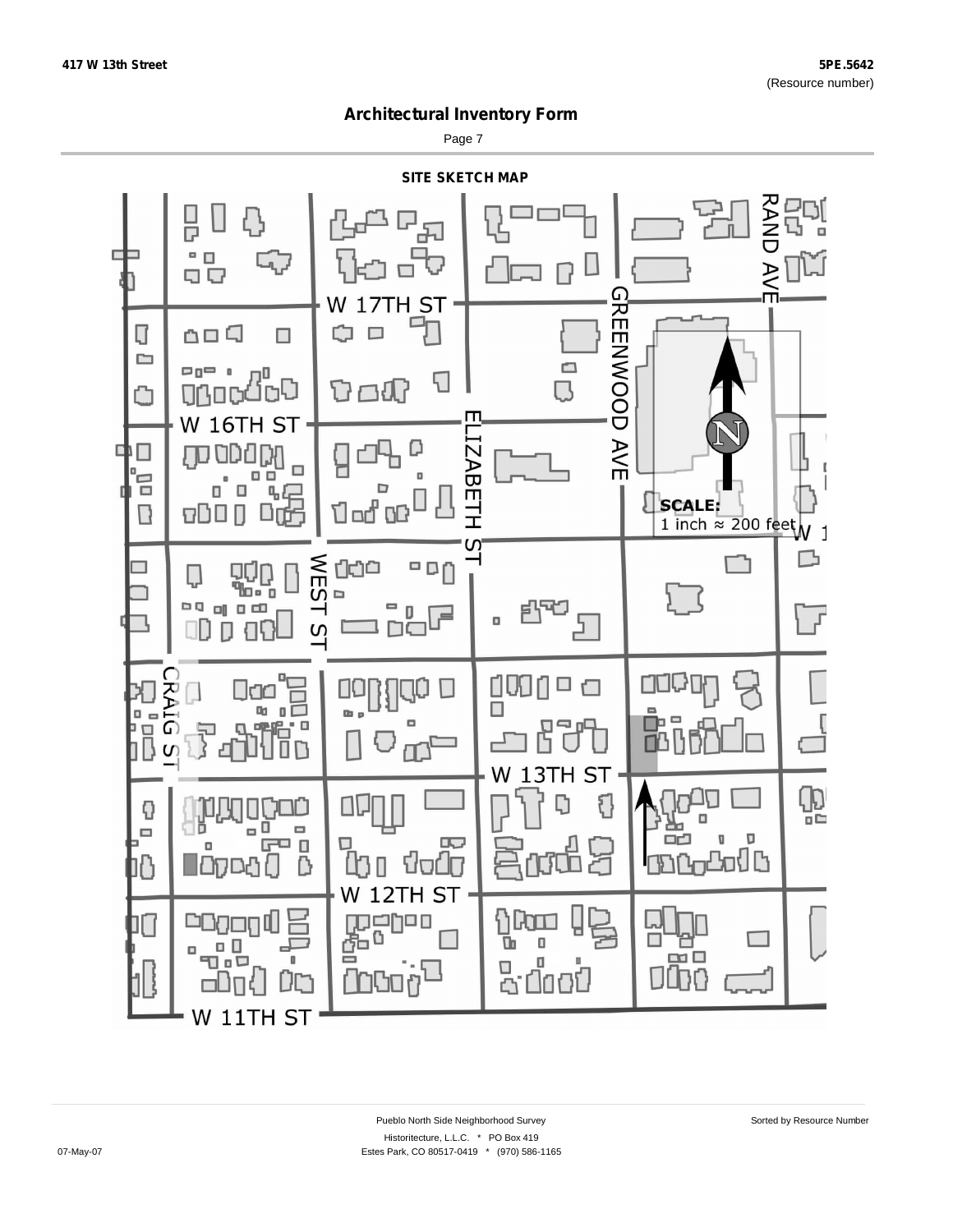## Architectural Inventory Form

### SITE SKETCH MAP

W 17TH ST

W 16TH ST

W 13TH ST

W 12TH ST

W 11TH ST

RAND AVE

GREENWOOD AVE

ELIZABETH ST

WEST ST

CRAIG ST

**SCALE:**
1 inch ≈ 200 feet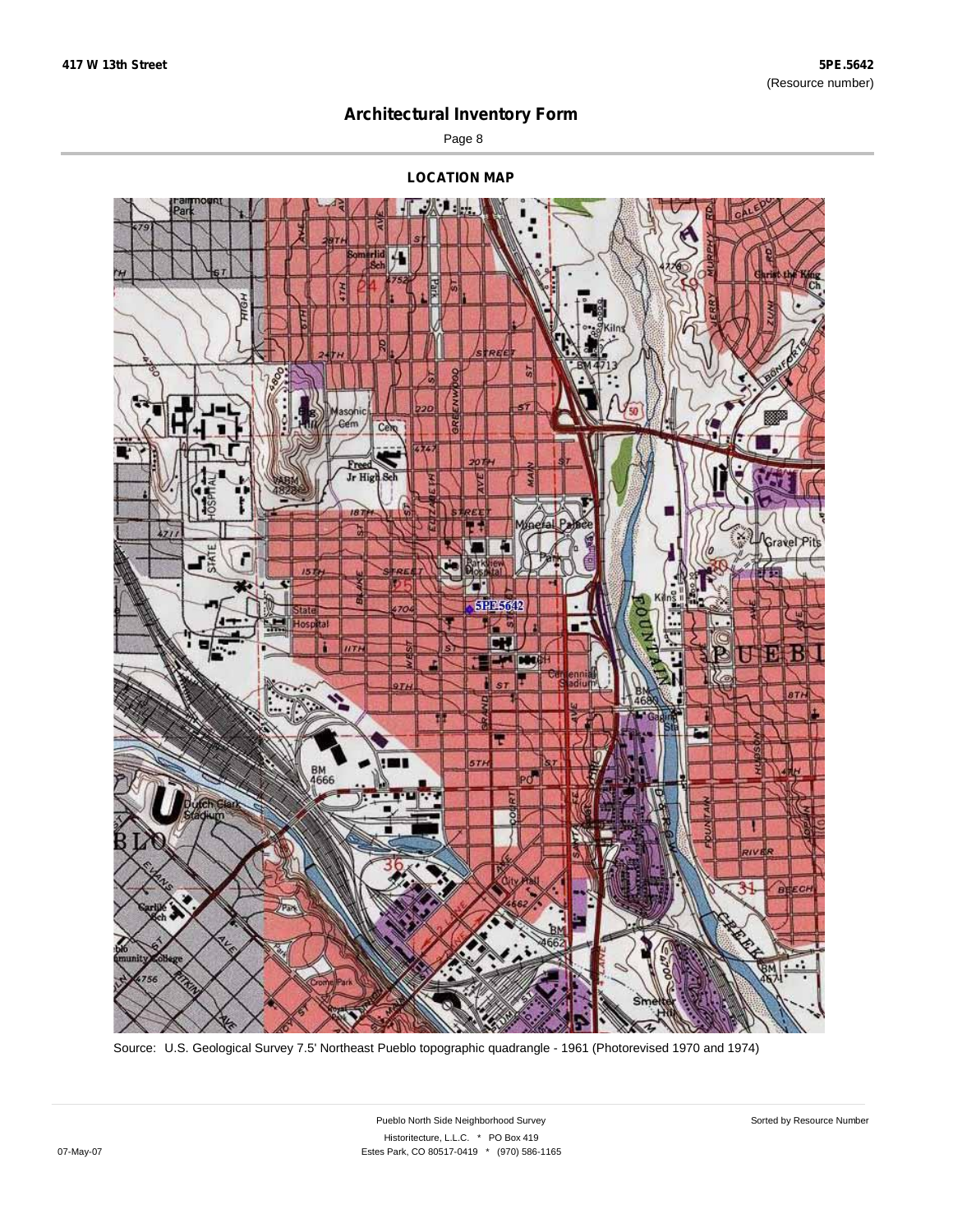# Architectural Inventory Form

## LOCATION MAP

Source: U.S. Geological Survey 7.5' Northeast Pueblo topographic quadrangle - 1961 (Photorevised 1970 and 1974)